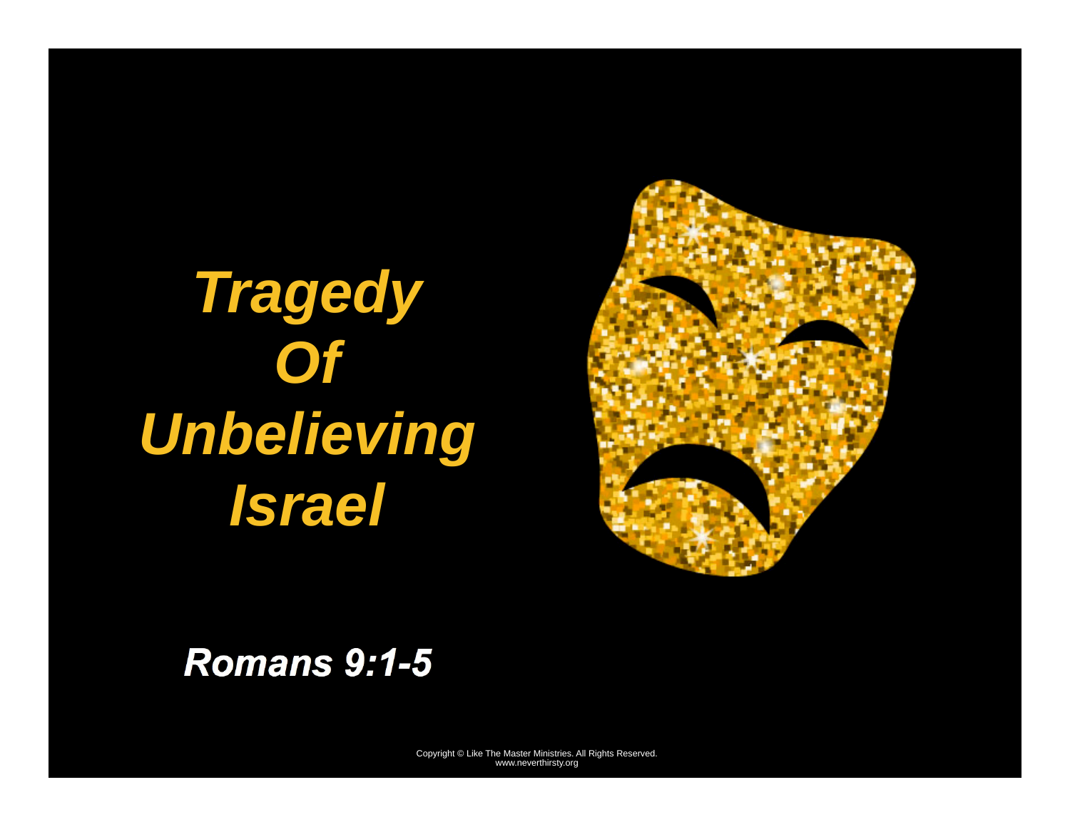# Tragedy Of Unbelieving Israel

**Romans 9:1-5**

Copyright © Like The Master Ministries. All Rights Reserved.
www.neverthirsty.org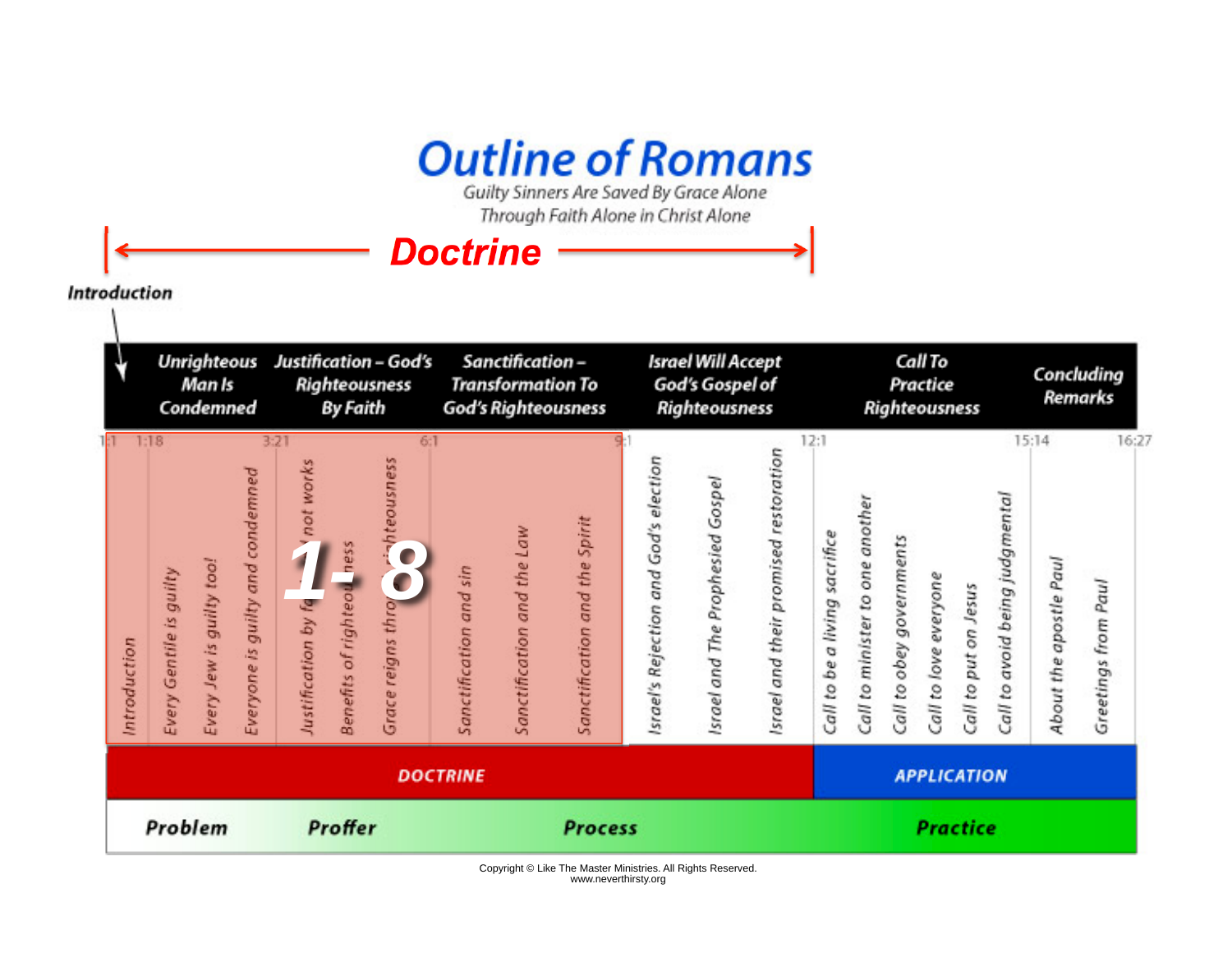# Outline of Romans

Guilty Sinners Are Saved By Grace Alone
Through Faith Alone in Christ Alone

**Doctrine**

**Introduction**

| | Unrighteous Man Is Condemned | Justification – God's Righteousness By Faith | Sanctification – Transformation To God's Righteousness | Israel Will Accept God's Gospel of Righteousness | Call To Practice Righteousness | Concluding Remarks |
|---|---|---|---|---|---|---|
| 1:1 | 1:18 | 3:21 | 6:1 | 9:1 | 12:1 | 15:14 – 16:27 |
| Introduction | Every Gentile is guilty; Every Jew is guilty too!; Everyone is guilty and condemned | Justification by faith not works; Benefits of righteousness; Grace reigns through righteousness | Sanctification and sin; Sanctification and the Law; Sanctification and the Spirit | Israel's Rejection and God's election; Israel and The Prophesied Gospel; Israel and their promised restoration | Call to be a living sacrifice; Call to minister to one another; Call to obey governments; Call to love everyone; Call to put on Jesus; Call to avoid being judgmental | About the apostle Paul; Greetings from Paul |

**1- 8**

| DOCTRINE | | | APPLICATION |
|---|---|---|---|
| **Problem** | **Proffer** | **Process** | **Practice** |

Copyright © Like The Master Ministries. All Rights Reserved.
www.neverthirsty.org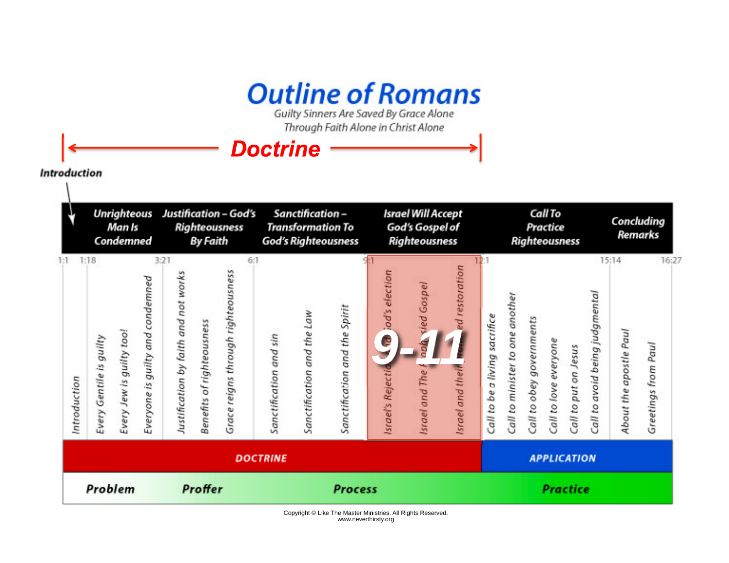# Outline of Romans

Guilty Sinners Are Saved By Grace Alone
Through Faith Alone in Christ Alone

**Doctrine**

**Introduction**

| | Unrighteous Man Is Condemned | Justification – God's Righteousness By Faith | Sanctification – Transformation To God's Righteousness | Israel Will Accept God's Gospel of Righteousness | Call To Practice Righteousness | Concluding Remarks |
|---|---|---|---|---|---|---|
| 1:1 | 1:18 | 3:21 | 6:1 | 9:1 | 12:1 | 15:14 – 16:27 |
| Introduction | Every Gentile is guilty; Every Jew is guilty too!; Everyone is guilty and condemned | Justification by faith and not works; Benefits of righteousness; Grace reigns through righteousness | Sanctification and sin; Sanctification and the Law; Sanctification and the Spirit | Israel's Rejection and God's election; Israel and The Promised Gospel; Israel and their promised restoration | Call to be a living sacrifice; Call to minister to one another; Call to obey governments; Call to love everyone; Call to put on Jesus; Call to avoid being judgmental | About the apostle Paul; Greetings from Paul |

**9-11**

**DOCTRINE** | **APPLICATION**

**Problem** | **Proffer** | **Process** | **Practice**

Copyright © Like The Master Ministries. All Rights Reserved.
www.neverthirsty.org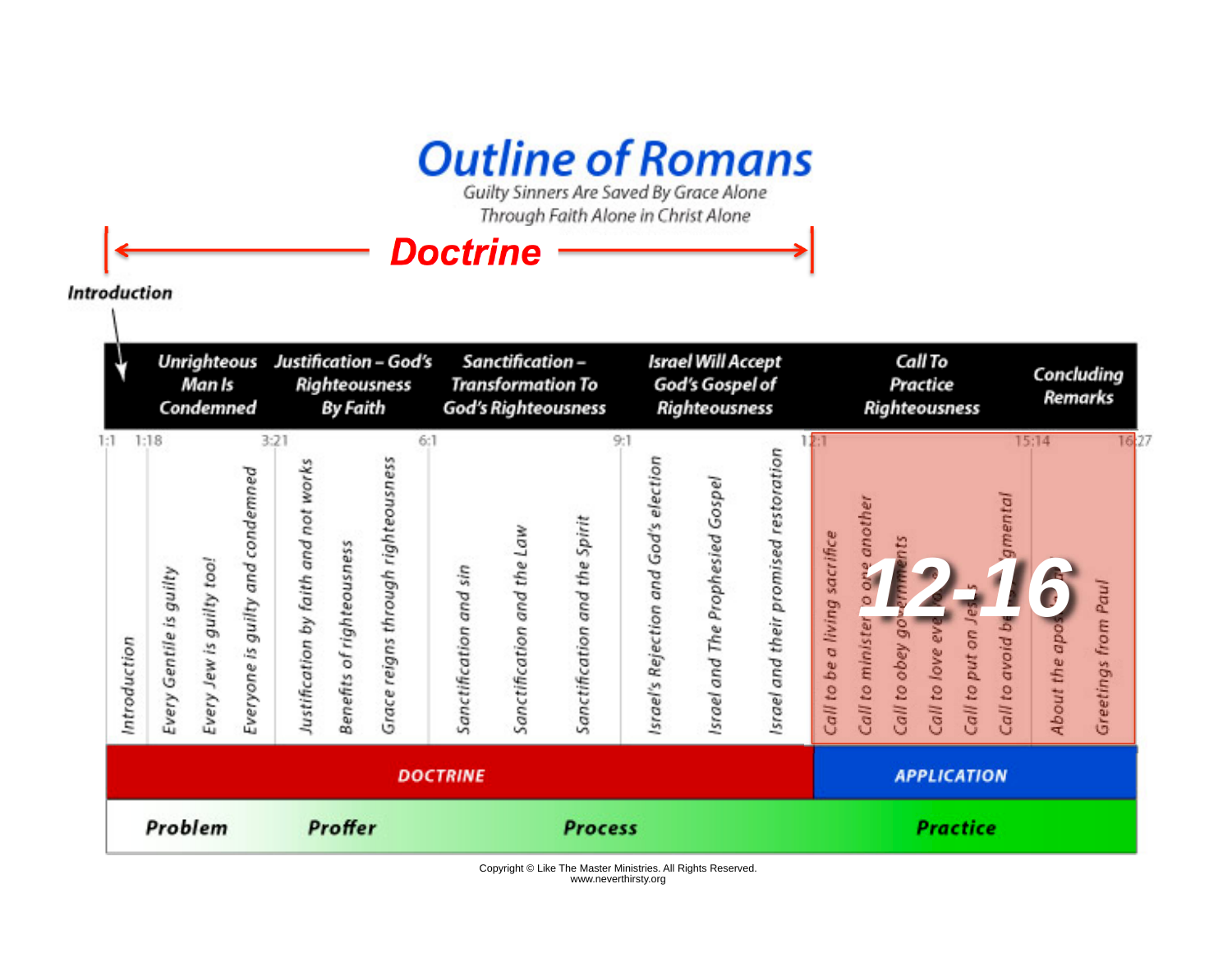# Outline of Romans

Guilty Sinners Are Saved By Grace Alone
Through Faith Alone in Christ Alone

**Doctrine**

**Introduction**

| | Unrighteous Man Is Condemned | Justification – God's Righteousness By Faith | Sanctification – Transformation To God's Righteousness | Israel Will Accept God's Gospel of Righteousness | Call To Practice Righteousness | Concluding Remarks |
|---|---|---|---|---|---|---|
| 1:1 | 1:18 | 3:21 | 6:1 | 9:1 | 12:1 | 15:14 – 16:27 |
| Introduction | Every Gentile is guilty; Every Jew is guilty too!; Everyone is guilty and condemned | Justification by faith and not works; Benefits of righteousness; Grace reigns through righteousness | Sanctification and sin; Sanctification and the Law; Sanctification and the Spirit | Israel's Rejection and God's election; Israel and The Prophesied Gospel; Israel and their promised restoration | Call to be a living sacrifice; Call to minister to one another; Call to obey governments; Call to love everyone; Call to put on Jesus; Call to avoid being judgmental | About the apostle; Greetings from Paul |

**12-16**

| DOCTRINE | | | APPLICATION |
|---|---|---|---|
| **Problem** | **Proffer** | **Process** | **Practice** |

Copyright © Like The Master Ministries. All Rights Reserved.
www.neverthirsty.org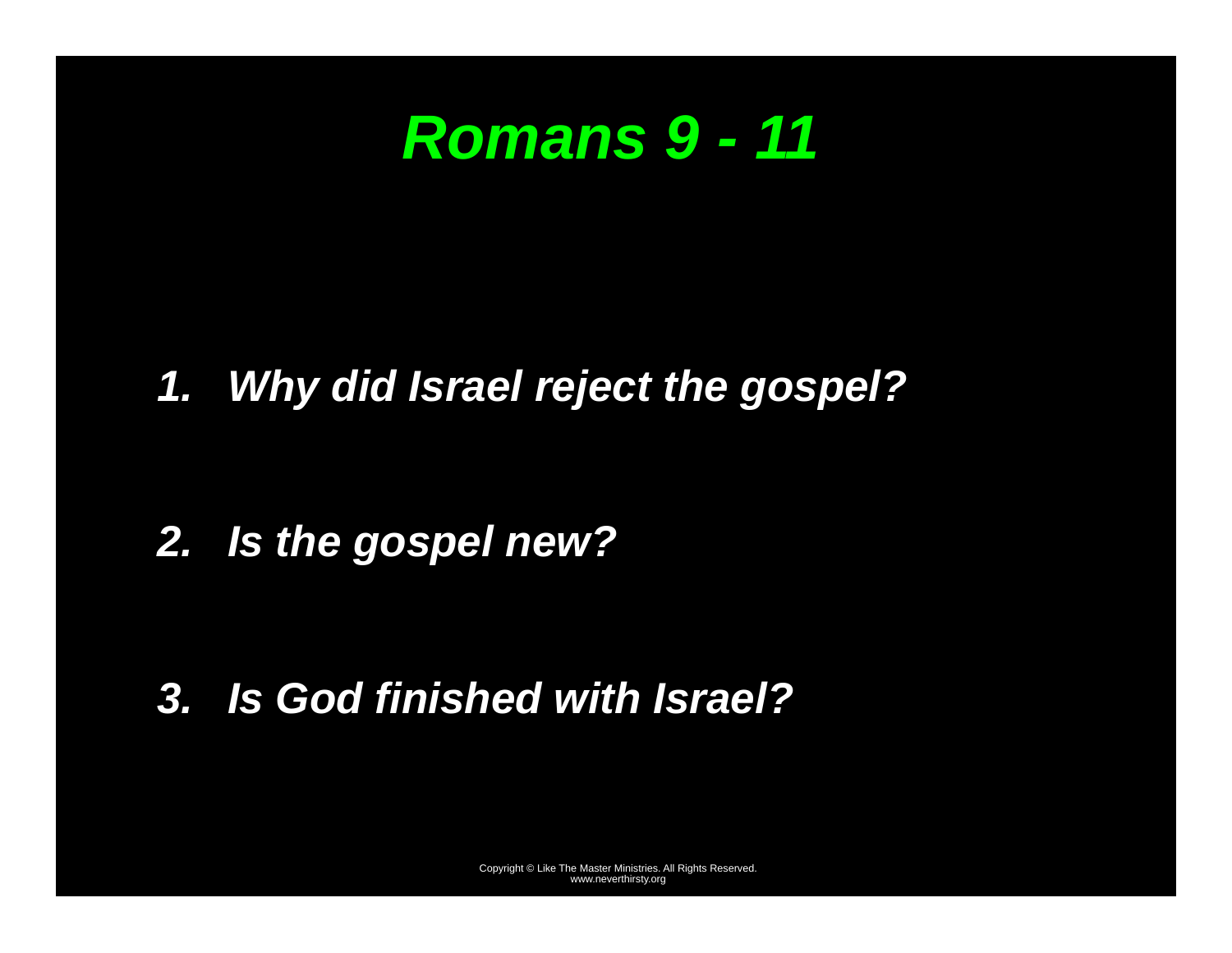# *Romans 9 - 11*

1. ***Why did Israel reject the gospel?***

2. ***Is the gospel new?***

3. ***Is God finished with Israel?***

Copyright © Like The Master Ministries. All Rights Reserved.
www.neverthirsty.org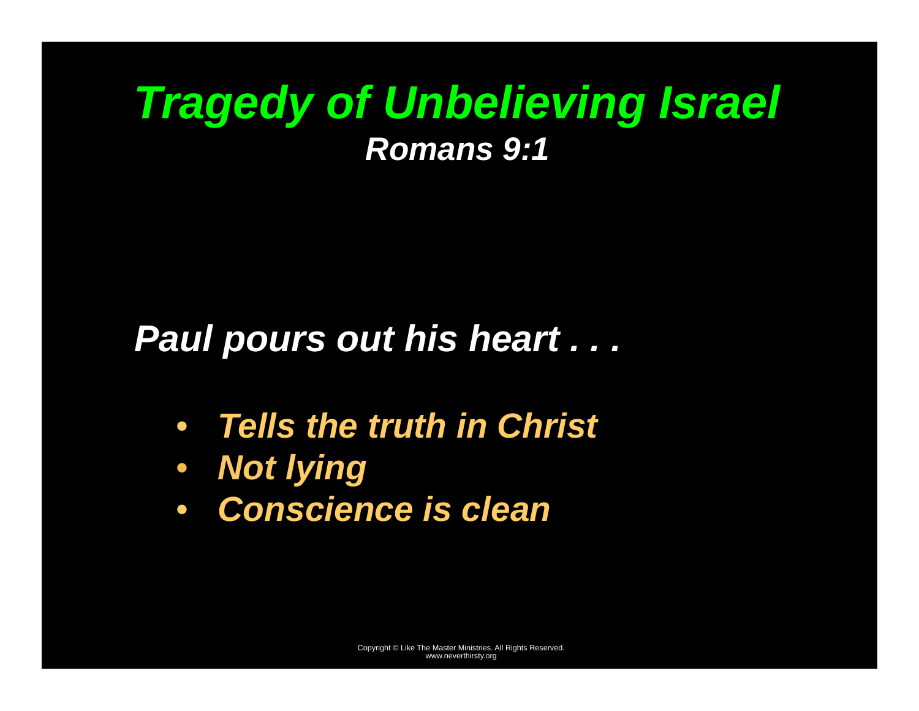# *Tragedy of Unbelieving Israel*

***Romans 9:1***

***Paul pours out his heart . . .***

- ***Tells the truth in Christ***
- ***Not lying***
- ***Conscience is clean***

Copyright © Like The Master Ministries. All Rights Reserved.
www.neverthirsty.org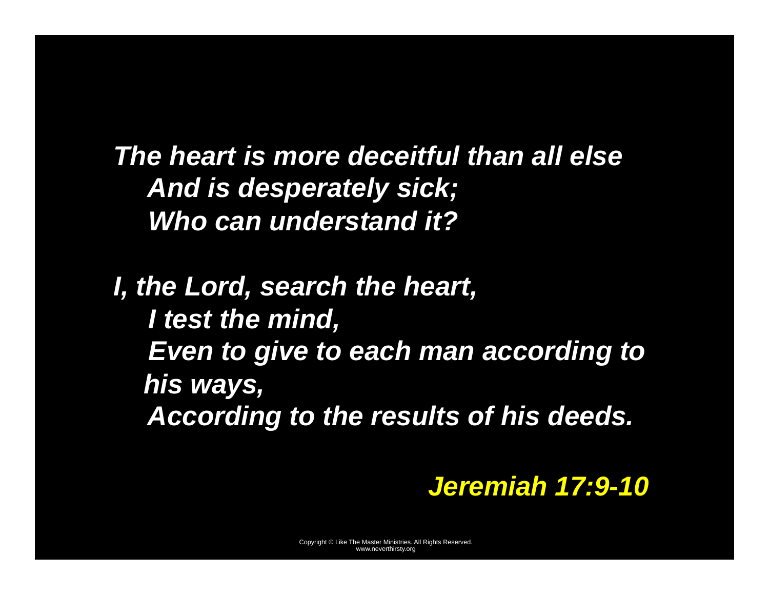*The heart is more deceitful than all else*
*And is desperately sick;*
*Who can understand it?*

*I, the Lord, search the heart,*
*I test the mind,*
*Even to give to each man according to his ways,*
*According to the results of his deeds.*

***Jeremiah 17:9-10***

Copyright © Like The Master Ministries. All Rights Reserved.
www.neverthirsty.org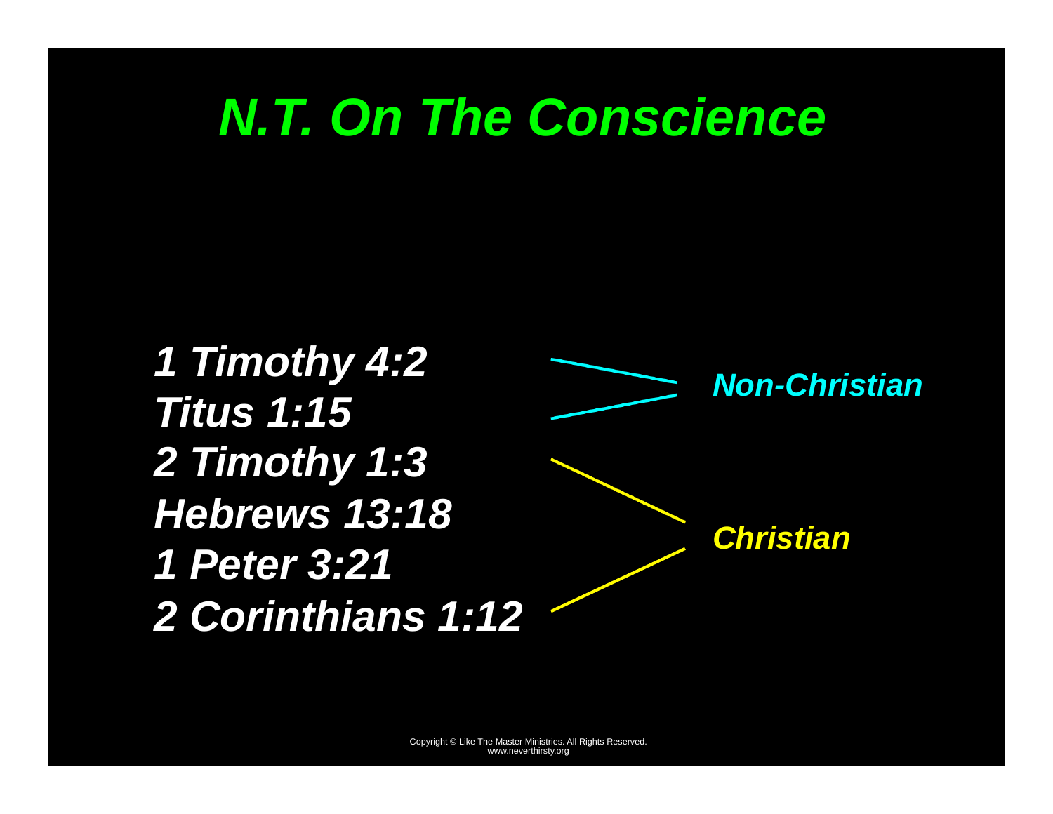# *N.T. On The Conscience*

*1 Timothy 4:2*
*Titus 1:15*
*2 Timothy 1:3*
*Hebrews 13:18*
*1 Peter 3:21*
*2 Corinthians 1:12*

*Non-Christian*

*Christian*

Copyright © Like The Master Ministries. All Rights Reserved.
www.neverthirsty.org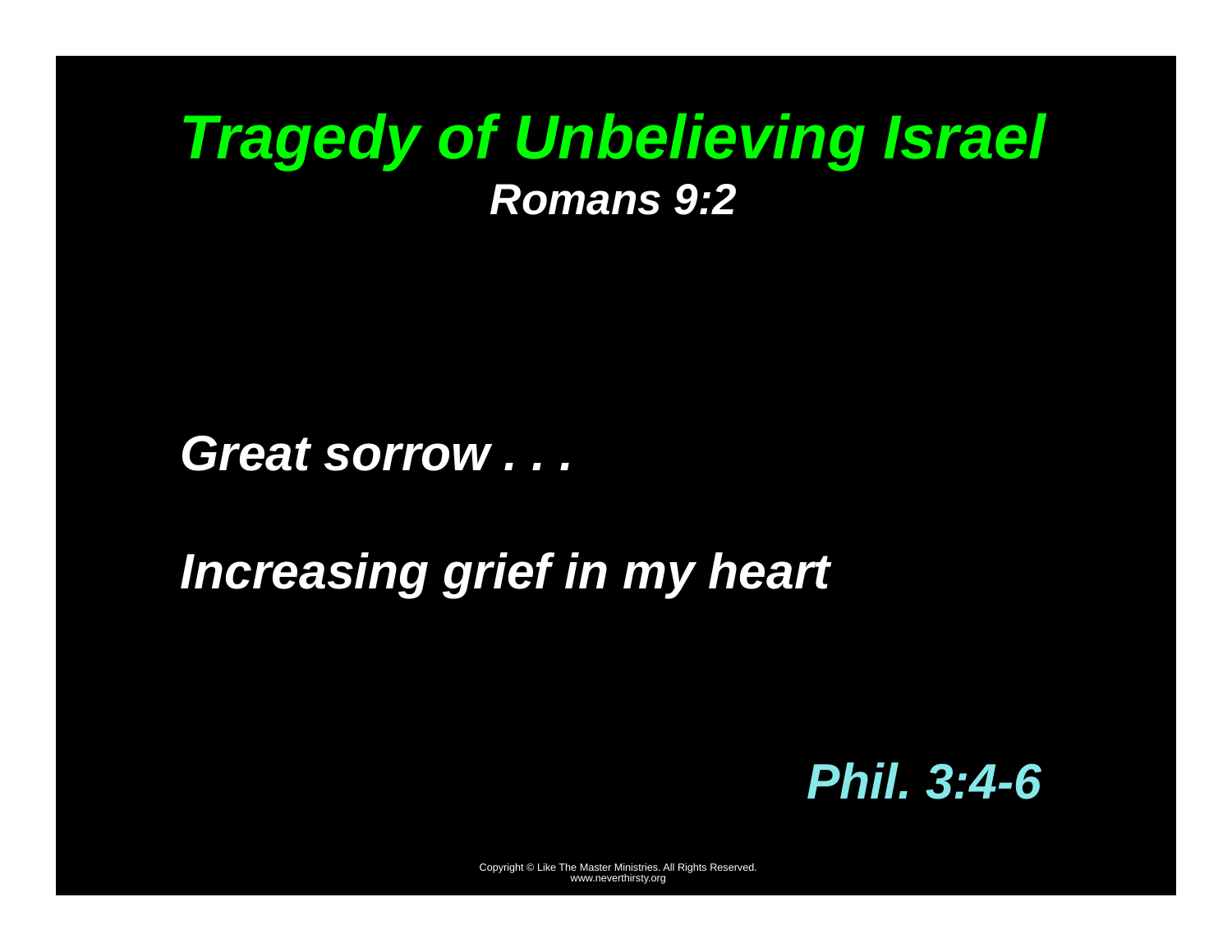# *Tragedy of Unbelieving Israel*

### *Romans 9:2*

***Great sorrow . . .***

***Increasing grief in my heart***

***Phil. 3:4-6***

Copyright © Like The Master Ministries. All Rights Reserved.
www.neverthirsty.org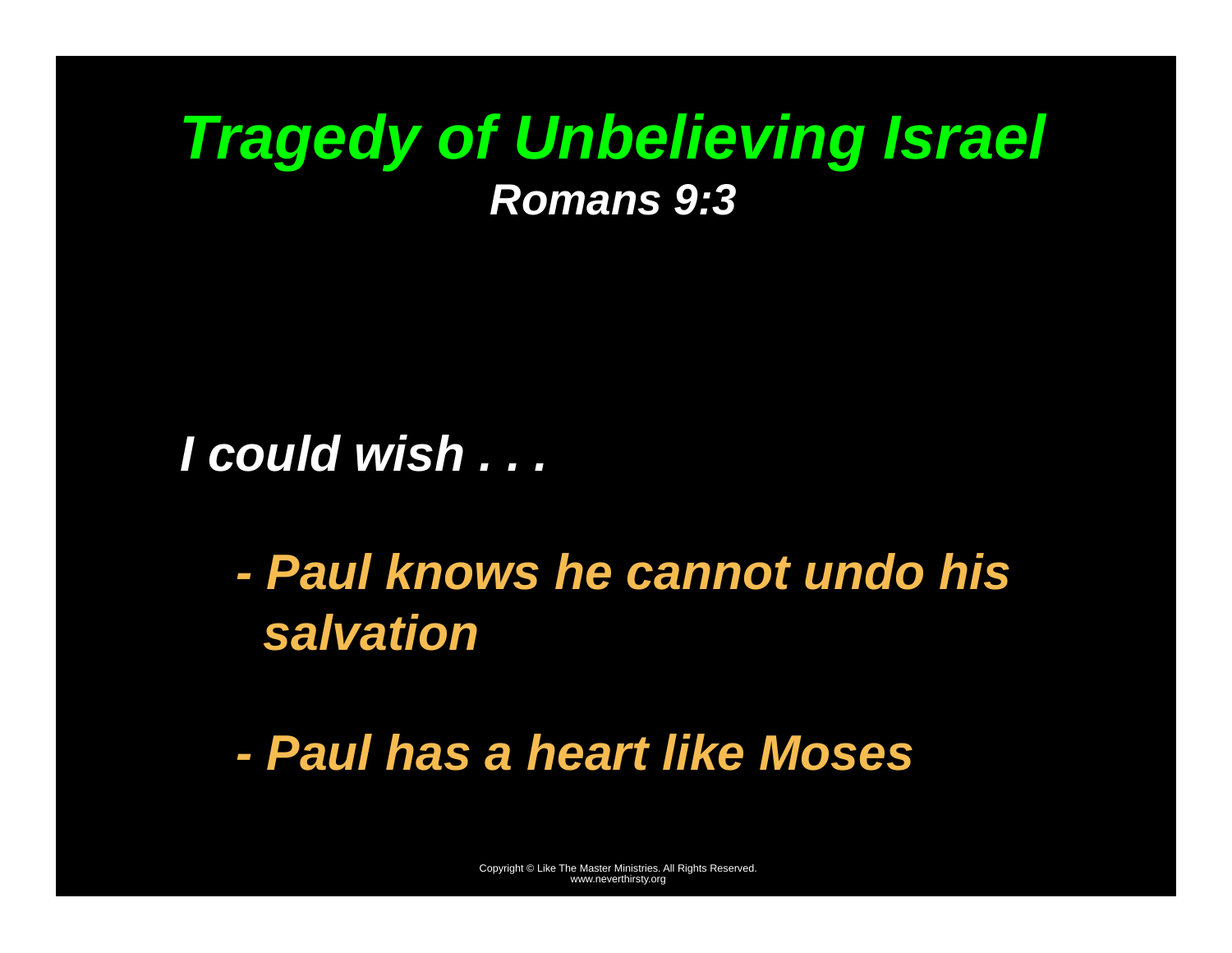# *Tragedy of Unbelieving Israel*

***Romans 9:3***

***I could wish . . .***

- ***Paul knows he cannot undo his salvation***
- ***Paul has a heart like Moses***

Copyright © Like The Master Ministries. All Rights Reserved.
www.neverthirsty.org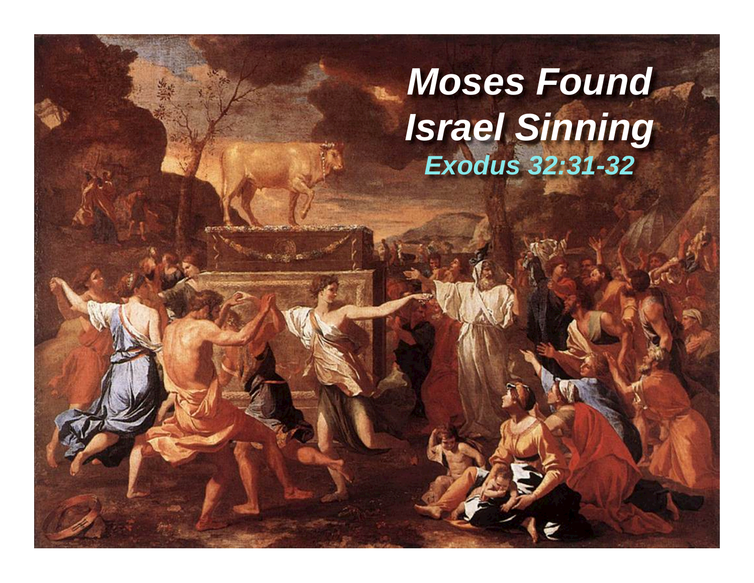# Moses Found Israel Sinning

*Exodus 32:31-32*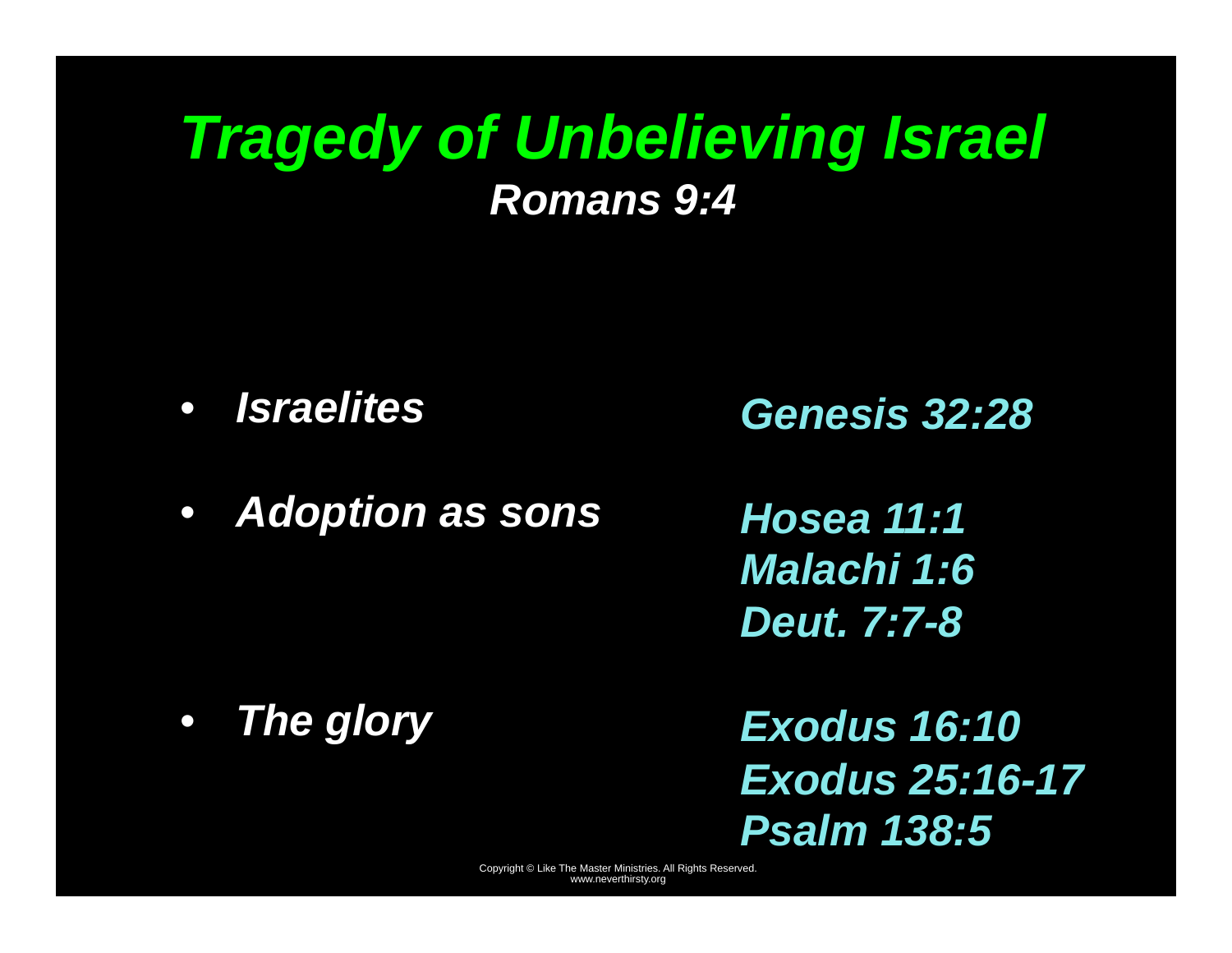# *Tragedy of Unbelieving Israel*

## *Romans 9:4*

- ***Israelites*** — ***Genesis 32:28***
- ***Adoption as sons*** — ***Hosea 11:1***, ***Malachi 1:6***, ***Deut. 7:7-8***
- ***The glory*** — ***Exodus 16:10***, ***Exodus 25:16-17***, ***Psalm 138:5***

Copyright © Like The Master Ministries. All Rights Reserved.
www.neverthirsty.org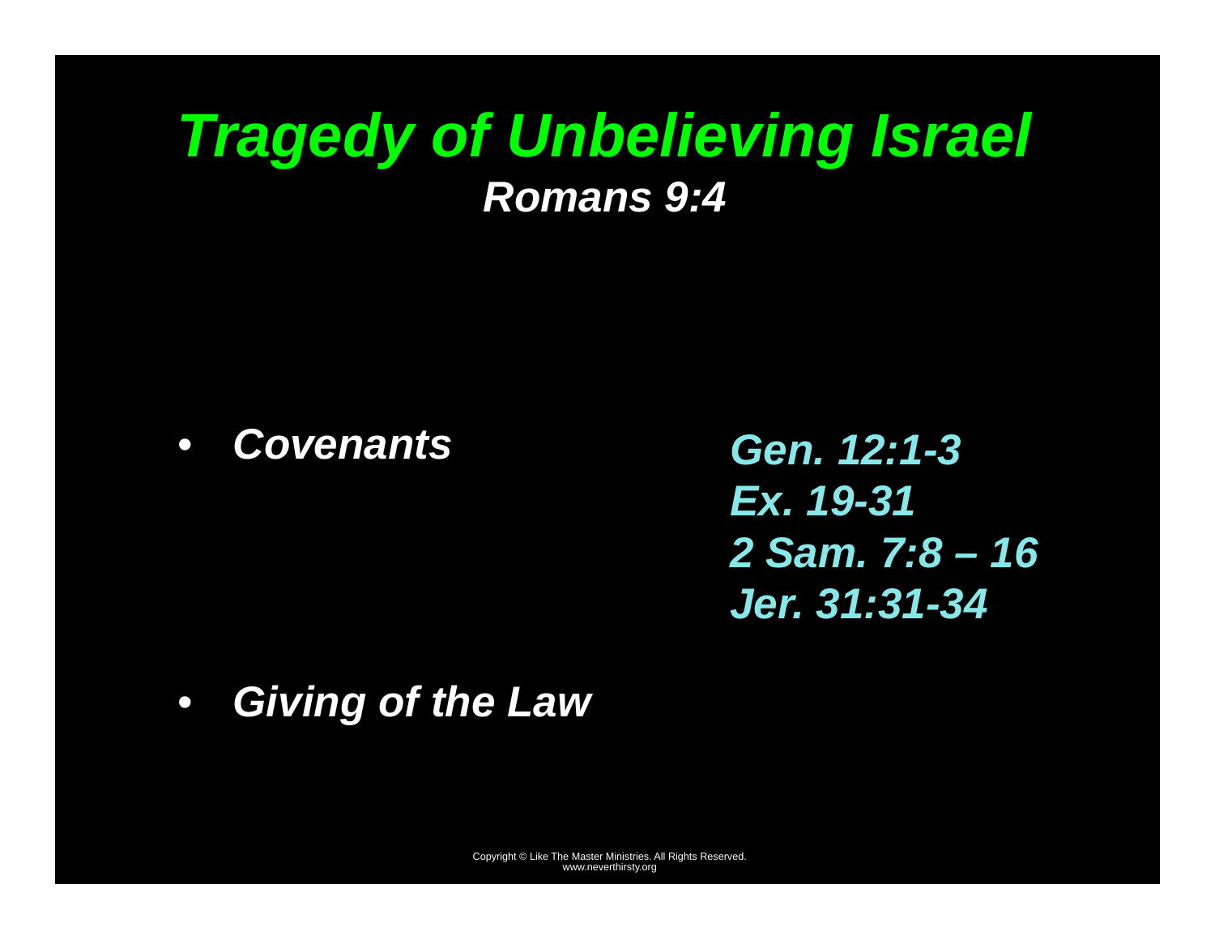# *Tragedy of Unbelieving Israel*

### *Romans 9:4*

- ***Covenants***

  ***Gen. 12:1-3***
  ***Ex. 19-31***
  ***2 Sam. 7:8 – 16***
  ***Jer. 31:31-34***

- ***Giving of the Law***

Copyright © Like The Master Ministries. All Rights Reserved.
www.neverthirsty.org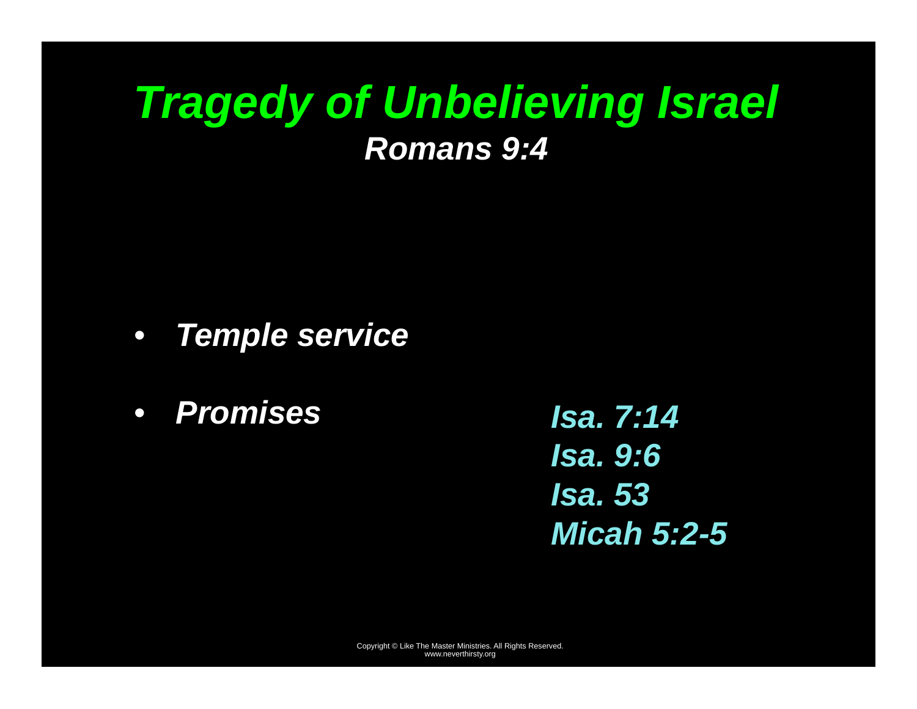# *Tragedy of Unbelieving Israel*

### *Romans 9:4*

- ***Temple service***
- ***Promises***

***Isa. 7:14***
***Isa. 9:6***
***Isa. 53***
***Micah 5:2-5***

Copyright © Like The Master Ministries. All Rights Reserved.
www.neverthirsty.org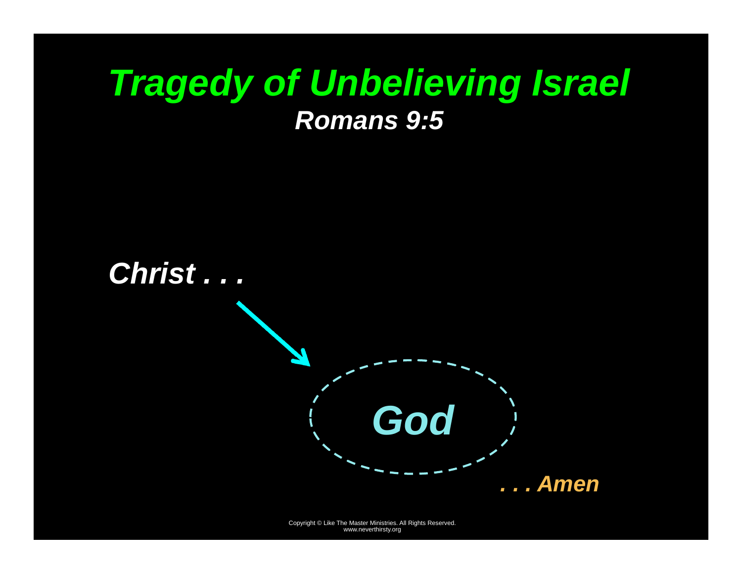# *Tragedy of Unbelieving Israel*

***Romans 9:5***

***Christ . . .***

***God***

***. . . Amen***

Copyright © Like The Master Ministries. All Rights Reserved.
www.neverthirsty.org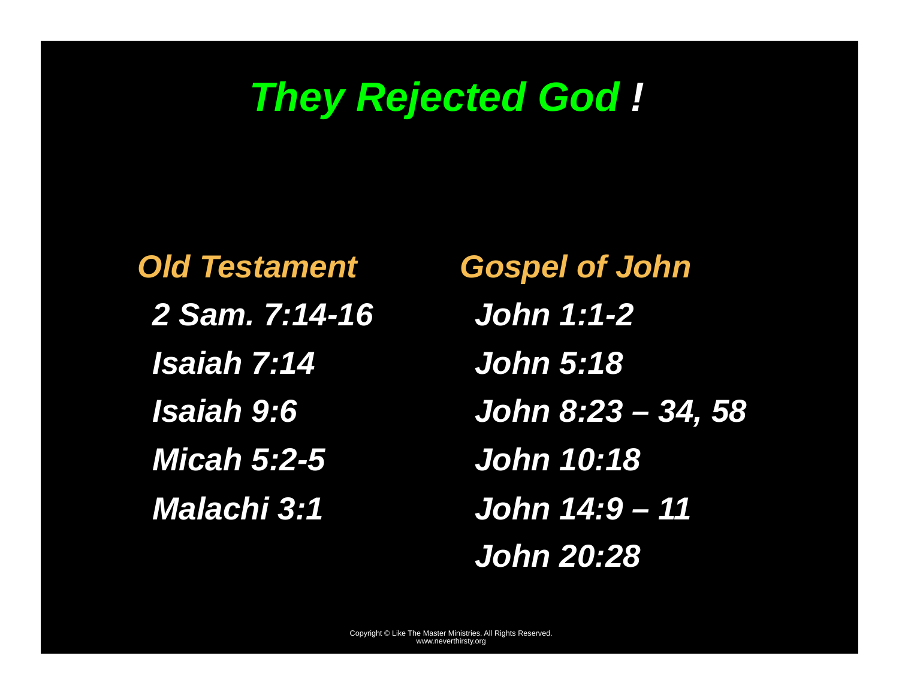# *They Rejected God !*

***Old Testament***

- ***2 Sam. 7:14-16***
- ***Isaiah 7:14***
- ***Isaiah 9:6***
- ***Micah 5:2-5***
- ***Malachi 3:1***

***Gospel of John***

- ***John 1:1-2***
- ***John 5:18***
- ***John 8:23 – 34, 58***
- ***John 10:18***
- ***John 14:9 – 11***
- ***John 20:28***

Copyright © Like The Master Ministries. All Rights Reserved.
www.neverthirsty.org